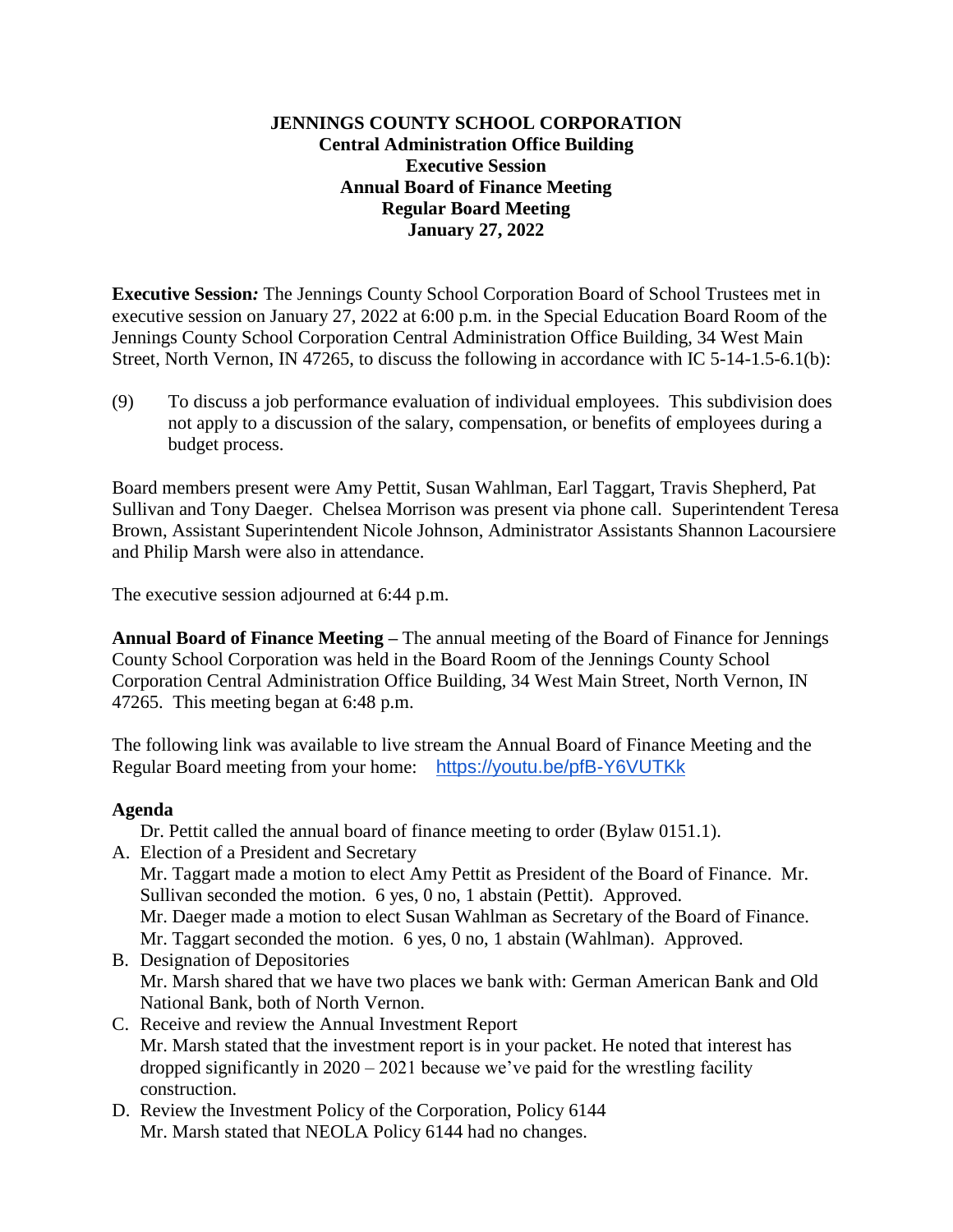# JENNINGS COUNTY SCHOOL CORPORATION
## Central Administration Office Building
## Executive Session
## Annual Board of Finance Meeting
## Regular Board Meeting
## January 27, 2022

**Executive Session*:*** The Jennings County School Corporation Board of School Trustees met in executive session on January 27, 2022 at 6:00 p.m. in the Special Education Board Room of the Jennings County School Corporation Central Administration Office Building, 34 West Main Street, North Vernon, IN 47265, to discuss the following in accordance with IC 5-14-1.5-6.1(b):

(9) To discuss a job performance evaluation of individual employees. This subdivision does not apply to a discussion of the salary, compensation, or benefits of employees during a budget process.

Board members present were Amy Pettit, Susan Wahlman, Earl Taggart, Travis Shepherd, Pat Sullivan and Tony Daeger. Chelsea Morrison was present via phone call. Superintendent Teresa Brown, Assistant Superintendent Nicole Johnson, Administrator Assistants Shannon Lacoursiere and Philip Marsh were also in attendance.

The executive session adjourned at 6:44 p.m.

**Annual Board of Finance Meeting –** The annual meeting of the Board of Finance for Jennings County School Corporation was held in the Board Room of the Jennings County School Corporation Central Administration Office Building, 34 West Main Street, North Vernon, IN 47265. This meeting began at 6:48 p.m.

The following link was available to live stream the Annual Board of Finance Meeting and the Regular Board meeting from your home: https://youtu.be/pfB-Y6VUTKk

**Agenda**

Dr. Pettit called the annual board of finance meeting to order (Bylaw 0151.1).

A. Election of a President and Secretary
   Mr. Taggart made a motion to elect Amy Pettit as President of the Board of Finance. Mr. Sullivan seconded the motion. 6 yes, 0 no, 1 abstain (Pettit). Approved.
   Mr. Daeger made a motion to elect Susan Wahlman as Secretary of the Board of Finance. Mr. Taggart seconded the motion. 6 yes, 0 no, 1 abstain (Wahlman). Approved.
B. Designation of Depositories
   Mr. Marsh shared that we have two places we bank with: German American Bank and Old National Bank, both of North Vernon.
C. Receive and review the Annual Investment Report
   Mr. Marsh stated that the investment report is in your packet. He noted that interest has dropped significantly in 2020 – 2021 because we've paid for the wrestling facility construction.
D. Review the Investment Policy of the Corporation, Policy 6144
   Mr. Marsh stated that NEOLA Policy 6144 had no changes.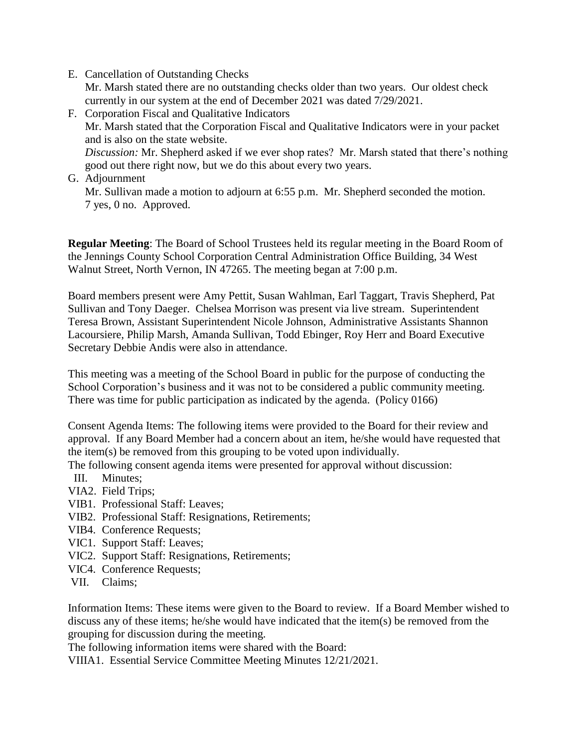E. Cancellation of Outstanding Checks
   Mr. Marsh stated there are no outstanding checks older than two years. Our oldest check currently in our system at the end of December 2021 was dated 7/29/2021.
F. Corporation Fiscal and Qualitative Indicators
   Mr. Marsh stated that the Corporation Fiscal and Qualitative Indicators were in your packet and is also on the state website.
   *Discussion:* Mr. Shepherd asked if we ever shop rates? Mr. Marsh stated that there's nothing good out there right now, but we do this about every two years.
G. Adjournment
   Mr. Sullivan made a motion to adjourn at 6:55 p.m. Mr. Shepherd seconded the motion.
   7 yes, 0 no. Approved.

**Regular Meeting**: The Board of School Trustees held its regular meeting in the Board Room of the Jennings County School Corporation Central Administration Office Building, 34 West Walnut Street, North Vernon, IN 47265. The meeting began at 7:00 p.m.

Board members present were Amy Pettit, Susan Wahlman, Earl Taggart, Travis Shepherd, Pat Sullivan and Tony Daeger. Chelsea Morrison was present via live stream. Superintendent Teresa Brown, Assistant Superintendent Nicole Johnson, Administrative Assistants Shannon Lacoursiere, Philip Marsh, Amanda Sullivan, Todd Ebinger, Roy Herr and Board Executive Secretary Debbie Andis were also in attendance.

This meeting was a meeting of the School Board in public for the purpose of conducting the School Corporation's business and it was not to be considered a public community meeting. There was time for public participation as indicated by the agenda. (Policy 0166)

Consent Agenda Items: The following items were provided to the Board for their review and approval. If any Board Member had a concern about an item, he/she would have requested that the item(s) be removed from this grouping to be voted upon individually.
The following consent agenda items were presented for approval without discussion:

III. Minutes;
VIA2. Field Trips;
VIB1. Professional Staff: Leaves;
VIB2. Professional Staff: Resignations, Retirements;
VIB4. Conference Requests;
VIC1. Support Staff: Leaves;
VIC2. Support Staff: Resignations, Retirements;
VIC4. Conference Requests;
VII. Claims;

Information Items: These items were given to the Board to review. If a Board Member wished to discuss any of these items; he/she would have indicated that the item(s) be removed from the grouping for discussion during the meeting.
The following information items were shared with the Board:
VIIIA1. Essential Service Committee Meeting Minutes 12/21/2021.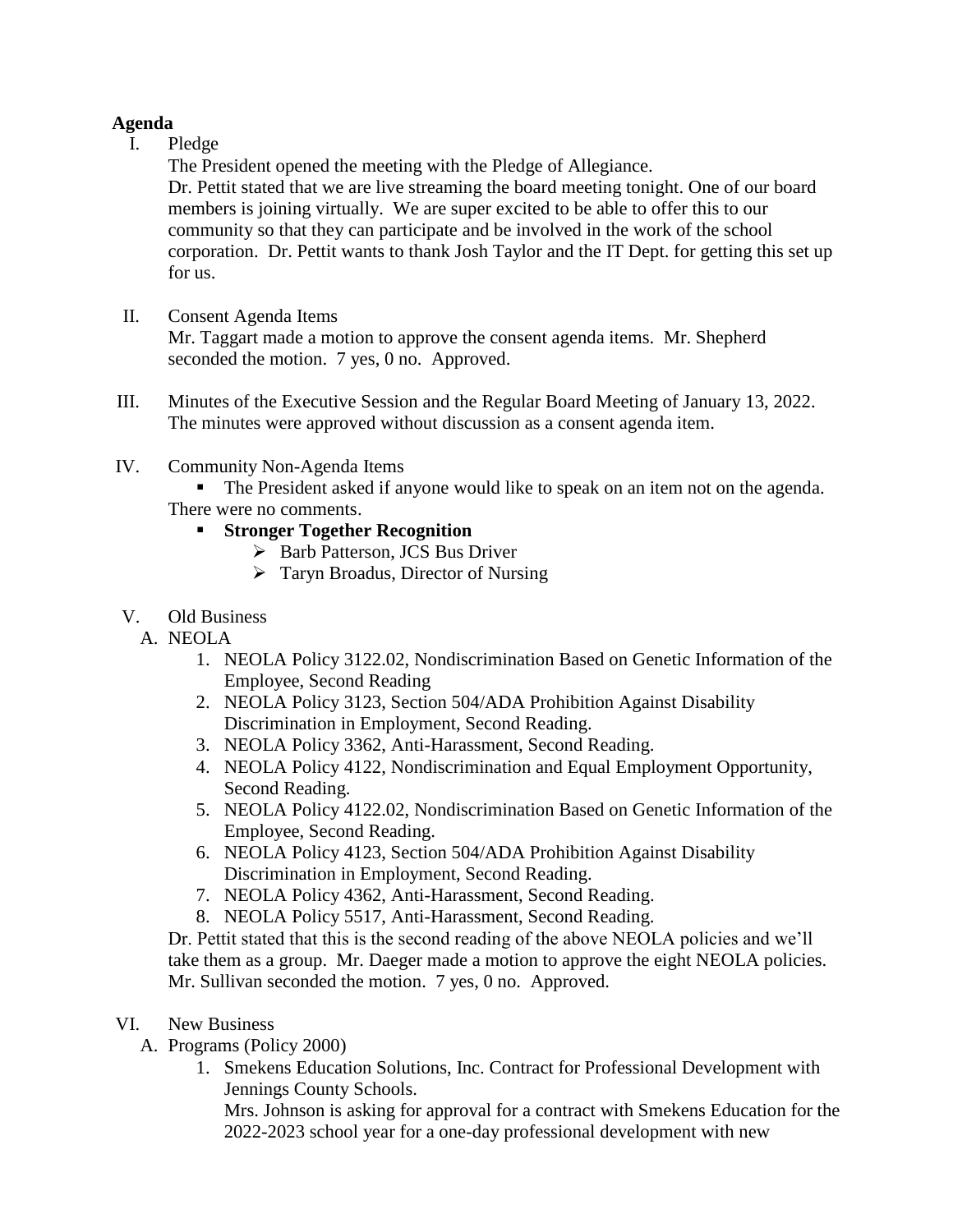**Agenda**

I. Pledge

The President opened the meeting with the Pledge of Allegiance.
Dr. Pettit stated that we are live streaming the board meeting tonight. One of our board members is joining virtually. We are super excited to be able to offer this to our community so that they can participate and be involved in the work of the school corporation. Dr. Pettit wants to thank Josh Taylor and the IT Dept. for getting this set up for us.

II. Consent Agenda Items

Mr. Taggart made a motion to approve the consent agenda items. Mr. Shepherd seconded the motion. 7 yes, 0 no. Approved.

III. Minutes of the Executive Session and the Regular Board Meeting of January 13, 2022.
The minutes were approved without discussion as a consent agenda item.

IV. Community Non-Agenda Items

- The President asked if anyone would like to speak on an item not on the agenda. There were no comments.
- **Stronger Together Recognition**
  - Barb Patterson, JCS Bus Driver
  - Taryn Broadus, Director of Nursing

V. Old Business

A. NEOLA

1. NEOLA Policy 3122.02, Nondiscrimination Based on Genetic Information of the Employee, Second Reading
2. NEOLA Policy 3123, Section 504/ADA Prohibition Against Disability Discrimination in Employment, Second Reading.
3. NEOLA Policy 3362, Anti-Harassment, Second Reading.
4. NEOLA Policy 4122, Nondiscrimination and Equal Employment Opportunity, Second Reading.
5. NEOLA Policy 4122.02, Nondiscrimination Based on Genetic Information of the Employee, Second Reading.
6. NEOLA Policy 4123, Section 504/ADA Prohibition Against Disability Discrimination in Employment, Second Reading.
7. NEOLA Policy 4362, Anti-Harassment, Second Reading.
8. NEOLA Policy 5517, Anti-Harassment, Second Reading.

Dr. Pettit stated that this is the second reading of the above NEOLA policies and we'll take them as a group. Mr. Daeger made a motion to approve the eight NEOLA policies. Mr. Sullivan seconded the motion. 7 yes, 0 no. Approved.

VI. New Business

A. Programs (Policy 2000)

1. Smekens Education Solutions, Inc. Contract for Professional Development with Jennings County Schools.
Mrs. Johnson is asking for approval for a contract with Smekens Education for the 2022-2023 school year for a one-day professional development with new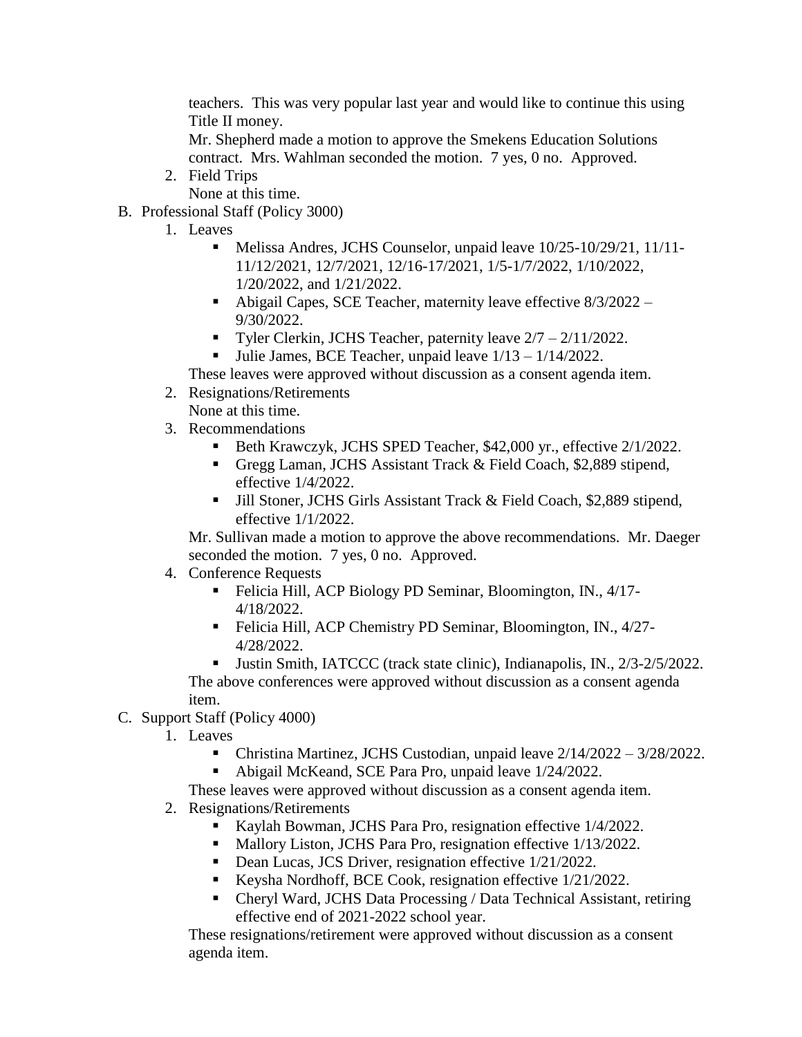teachers. This was very popular last year and would like to continue this using Title II money.
Mr. Shepherd made a motion to approve the Smekens Education Solutions contract. Mrs. Wahlman seconded the motion. 7 yes, 0 no. Approved.

2. Field Trips
   None at this time.

B. Professional Staff (Policy 3000)

1. Leaves
   - Melissa Andres, JCHS Counselor, unpaid leave 10/25-10/29/21, 11/11-11/12/2021, 12/7/2021, 12/16-17/2021, 1/5-1/7/2022, 1/10/2022, 1/20/2022, and 1/21/2022.
   - Abigail Capes, SCE Teacher, maternity leave effective 8/3/2022 – 9/30/2022.
   - Tyler Clerkin, JCHS Teacher, paternity leave 2/7 – 2/11/2022.
   - Julie James, BCE Teacher, unpaid leave 1/13 – 1/14/2022.

   These leaves were approved without discussion as a consent agenda item.

2. Resignations/Retirements
   None at this time.

3. Recommendations
   - Beth Krawczyk, JCHS SPED Teacher, $42,000 yr., effective 2/1/2022.
   - Gregg Laman, JCHS Assistant Track & Field Coach, $2,889 stipend, effective 1/4/2022.
   - Jill Stoner, JCHS Girls Assistant Track & Field Coach, $2,889 stipend, effective 1/1/2022.

   Mr. Sullivan made a motion to approve the above recommendations. Mr. Daeger seconded the motion. 7 yes, 0 no. Approved.

4. Conference Requests
   - Felicia Hill, ACP Biology PD Seminar, Bloomington, IN., 4/17-4/18/2022.
   - Felicia Hill, ACP Chemistry PD Seminar, Bloomington, IN., 4/27-4/28/2022.
   - Justin Smith, IATCCC (track state clinic), Indianapolis, IN., 2/3-2/5/2022.

   The above conferences were approved without discussion as a consent agenda item.

C. Support Staff (Policy 4000)

1. Leaves
   - Christina Martinez, JCHS Custodian, unpaid leave 2/14/2022 – 3/28/2022.
   - Abigail McKeand, SCE Para Pro, unpaid leave 1/24/2022.

   These leaves were approved without discussion as a consent agenda item.

2. Resignations/Retirements
   - Kaylah Bowman, JCHS Para Pro, resignation effective 1/4/2022.
   - Mallory Liston, JCHS Para Pro, resignation effective 1/13/2022.
   - Dean Lucas, JCS Driver, resignation effective 1/21/2022.
   - Keysha Nordhoff, BCE Cook, resignation effective 1/21/2022.
   - Cheryl Ward, JCHS Data Processing / Data Technical Assistant, retiring effective end of 2021-2022 school year.

   These resignations/retirement were approved without discussion as a consent agenda item.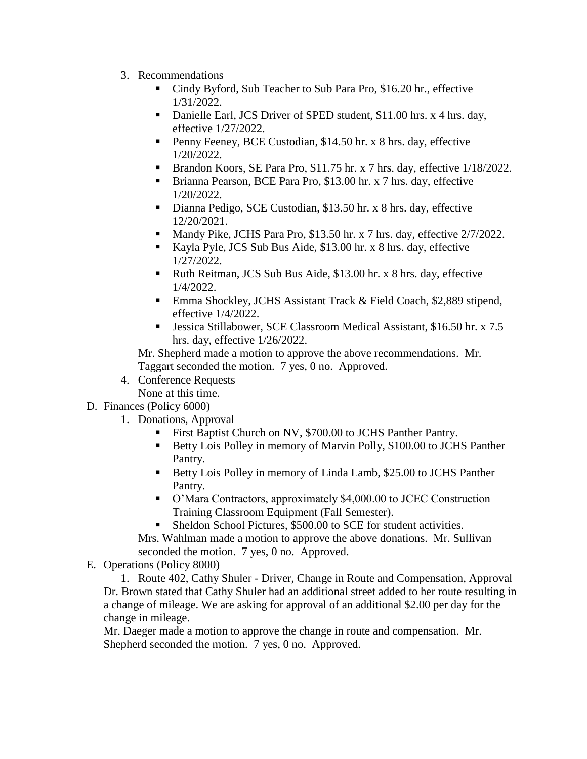3. Recommendations
    - Cindy Byford, Sub Teacher to Sub Para Pro, $16.20 hr., effective 1/31/2022.
    - Danielle Earl, JCS Driver of SPED student, $11.00 hrs. x 4 hrs. day, effective 1/27/2022.
    - Penny Feeney, BCE Custodian, $14.50 hr. x 8 hrs. day, effective 1/20/2022.
    - Brandon Koors, SE Para Pro, $11.75 hr. x 7 hrs. day, effective 1/18/2022.
    - Brianna Pearson, BCE Para Pro, $13.00 hr. x 7 hrs. day, effective 1/20/2022.
    - Dianna Pedigo, SCE Custodian, $13.50 hr. x 8 hrs. day, effective 12/20/2021.
    - Mandy Pike, JCHS Para Pro, $13.50 hr. x 7 hrs. day, effective 2/7/2022.
    - Kayla Pyle, JCS Sub Bus Aide, $13.00 hr. x 8 hrs. day, effective 1/27/2022.
    - Ruth Reitman, JCS Sub Bus Aide, $13.00 hr. x 8 hrs. day, effective 1/4/2022.
    - Emma Shockley, JCHS Assistant Track & Field Coach, $2,889 stipend, effective 1/4/2022.
    - Jessica Stillabower, SCE Classroom Medical Assistant, $16.50 hr. x 7.5 hrs. day, effective 1/26/2022.

    Mr. Shepherd made a motion to approve the above recommendations. Mr. Taggart seconded the motion. 7 yes, 0 no. Approved.

4. Conference Requests

    None at this time.

D. Finances (Policy 6000)

1. Donations, Approval
    - First Baptist Church on NV, $700.00 to JCHS Panther Pantry.
    - Betty Lois Polley in memory of Marvin Polly, $100.00 to JCHS Panther Pantry.
    - Betty Lois Polley in memory of Linda Lamb, $25.00 to JCHS Panther Pantry.
    - O'Mara Contractors, approximately $4,000.00 to JCEC Construction Training Classroom Equipment (Fall Semester).
    - Sheldon School Pictures, $500.00 to SCE for student activities.

    Mrs. Wahlman made a motion to approve the above donations. Mr. Sullivan seconded the motion. 7 yes, 0 no. Approved.

E. Operations (Policy 8000)

1. Route 402, Cathy Shuler - Driver, Change in Route and Compensation, Approval

Dr. Brown stated that Cathy Shuler had an additional street added to her route resulting in a change of mileage. We are asking for approval of an additional $2.00 per day for the change in mileage.

Mr. Daeger made a motion to approve the change in route and compensation. Mr. Shepherd seconded the motion. 7 yes, 0 no. Approved.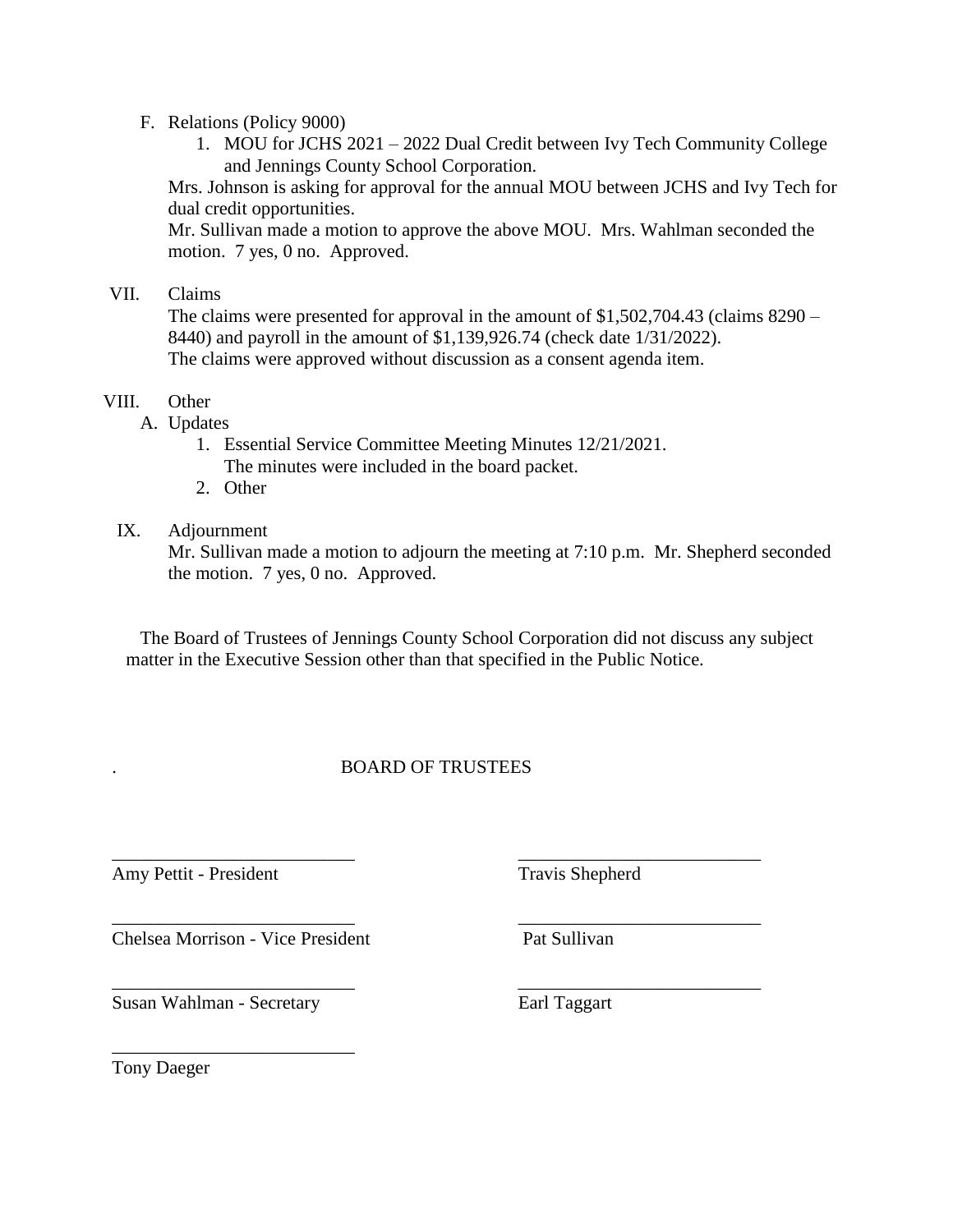F. Relations (Policy 9000)

   1. MOU for JCHS 2021 – 2022 Dual Credit between Ivy Tech Community College and Jennings County School Corporation.

   Mrs. Johnson is asking for approval for the annual MOU between JCHS and Ivy Tech for dual credit opportunities.

   Mr. Sullivan made a motion to approve the above MOU. Mrs. Wahlman seconded the motion. 7 yes, 0 no. Approved.

VII. Claims

The claims were presented for approval in the amount of $1,502,704.43 (claims 8290 – 8440) and payroll in the amount of $1,139,926.74 (check date 1/31/2022).
The claims were approved without discussion as a consent agenda item.

VIII. Other

A. Updates

   1. Essential Service Committee Meeting Minutes 12/21/2021.
      The minutes were included in the board packet.
   2. Other

IX. Adjournment

Mr. Sullivan made a motion to adjourn the meeting at 7:10 p.m. Mr. Shepherd seconded the motion. 7 yes, 0 no. Approved.

The Board of Trustees of Jennings County School Corporation did not discuss any subject matter in the Executive Session other than that specified in the Public Notice.

.                                BOARD OF TRUSTEES

| | |
|---|---|
| ______________________ Amy Pettit - President | ______________________ Travis Shepherd |
| ______________________ Chelsea Morrison - Vice President | ______________________ Pat Sullivan |
| ______________________ Susan Wahlman - Secretary | ______________________ Earl Taggart |
| ______________________ Tony Daeger | |